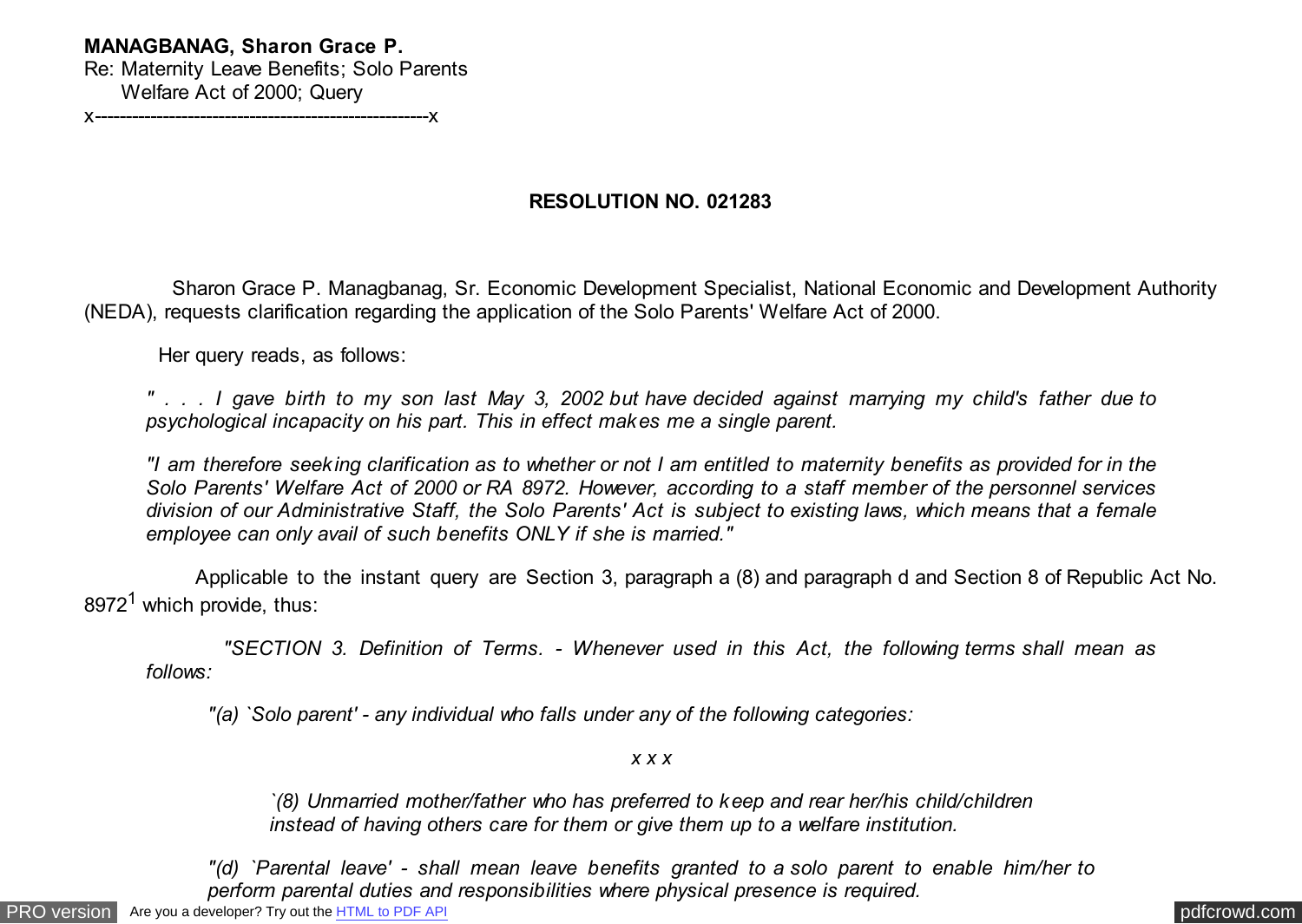**MANAGBANAG, Sharon Grace P.**
Re: Maternity Leave Benefits; Solo Parents
Welfare Act of 2000; Query
x-----------------------------------------------------x

**RESOLUTION NO. 021283**

Sharon Grace P. Managbanag, Sr. Economic Development Specialist, National Economic and Development Authority (NEDA), requests clarification regarding the application of the Solo Parents' Welfare Act of 2000.

Her query reads, as follows:

*" . . . I gave birth to my son last May 3, 2002 but have decided against marrying my child's father due to psychological incapacity on his part. This in effect makes me a single parent.*

*"I am therefore seeking clarification as to whether or not I am entitled to maternity benefits as provided for in the Solo Parents' Welfare Act of 2000 or RA 8972. However, according to a staff member of the personnel services division of our Administrative Staff, the Solo Parents' Act is subject to existing laws, which means that a female employee can only avail of such benefits ONLY if she is married."*

Applicable to the instant query are Section 3, paragraph a (8) and paragraph d and Section 8 of Republic Act No. 8972[1] which provide, thus:

*"SECTION 3. Definition of Terms. - Whenever used in this Act, the following terms shall mean as follows:*

*"(a) `Solo parent' - any individual who falls under any of the following categories:*

*x x x*

*`(8) Unmarried mother/father who has preferred to keep and rear her/his child/children instead of having others care for them or give them up to a welfare institution.*

*"(d) `Parental leave' - shall mean leave benefits granted to a solo parent to enable him/her to perform parental duties and responsibilities where physical presence is required.*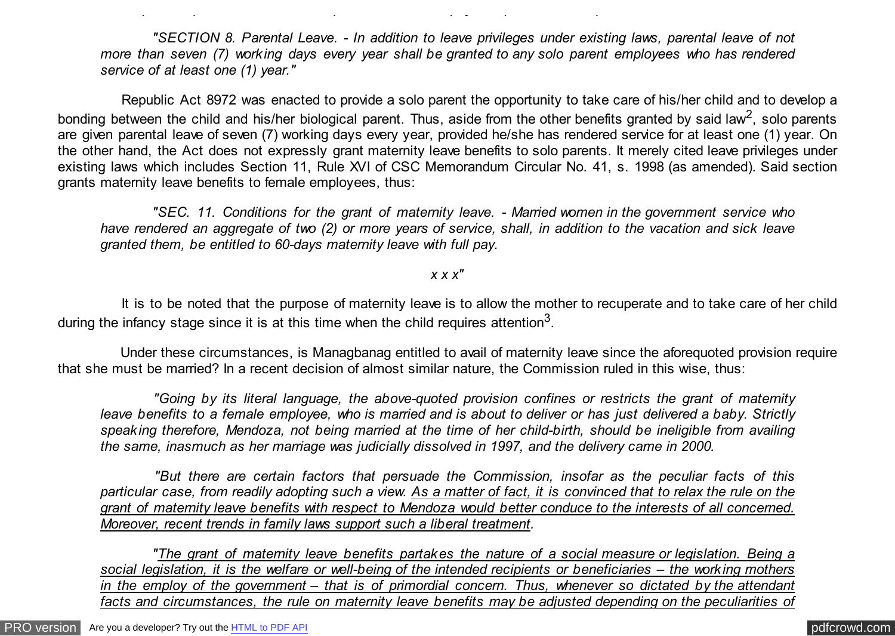*"SECTION 8. Parental Leave. - In addition to leave privileges under existing laws, parental leave of not more than seven (7) working days every year shall be granted to any solo parent employees who has rendered service of at least one (1) year."*

Republic Act 8972 was enacted to provide a solo parent the opportunity to take care of his/her child and to develop a bonding between the child and his/her biological parent. Thus, aside from the other benefits granted by said law[2], solo parents are given parental leave of seven (7) working days every year, provided he/she has rendered service for at least one (1) year. On the other hand, the Act does not expressly grant maternity leave benefits to solo parents. It merely cited leave privileges under existing laws which includes Section 11, Rule XVI of CSC Memorandum Circular No. 41, s. 1998 (as amended). Said section grants maternity leave benefits to female employees, thus:

*"SEC. 11. Conditions for the grant of maternity leave. - Married women in the government service who have rendered an aggregate of two (2) or more years of service, shall, in addition to the vacation and sick leave granted them, be entitled to 60-days maternity leave with full pay.*

*x x x"*

It is to be noted that the purpose of maternity leave is to allow the mother to recuperate and to take care of her child during the infancy stage since it is at this time when the child requires attention[3].

Under these circumstances, is Managbanag entitled to avail of maternity leave since the aforequoted provision require that she must be married? In a recent decision of almost similar nature, the Commission ruled in this wise, thus:

*"Going by its literal language, the above-quoted provision confines or restricts the grant of maternity leave benefits to a female employee, who is married and is about to deliver or has just delivered a baby. Strictly speaking therefore, Mendoza, not being married at the time of her child-birth, should be ineligible from availing the same, inasmuch as her marriage was judicially dissolved in 1997, and the delivery came in 2000.*

*"But there are certain factors that persuade the Commission, insofar as the peculiar facts of this particular case, from readily adopting such a view. <u>As a matter of fact, it is convinced that to relax the rule on the grant of maternity leave benefits with respect to Mendoza would better conduce to the interests of all concerned. Moreover, recent trends in family laws support such a liberal treatment</u>.*

*"<u>The grant of maternity leave benefits partakes the nature of a social measure or legislation. Being a social legislation, it is the welfare or well-being of the intended recipients or beneficiaries – the working mothers in the employ of the government – that is of primordial concern. Thus, whenever so dictated by the attendant facts and circumstances, the rule on maternity leave benefits may be adjusted depending on the peculiarities of</u>*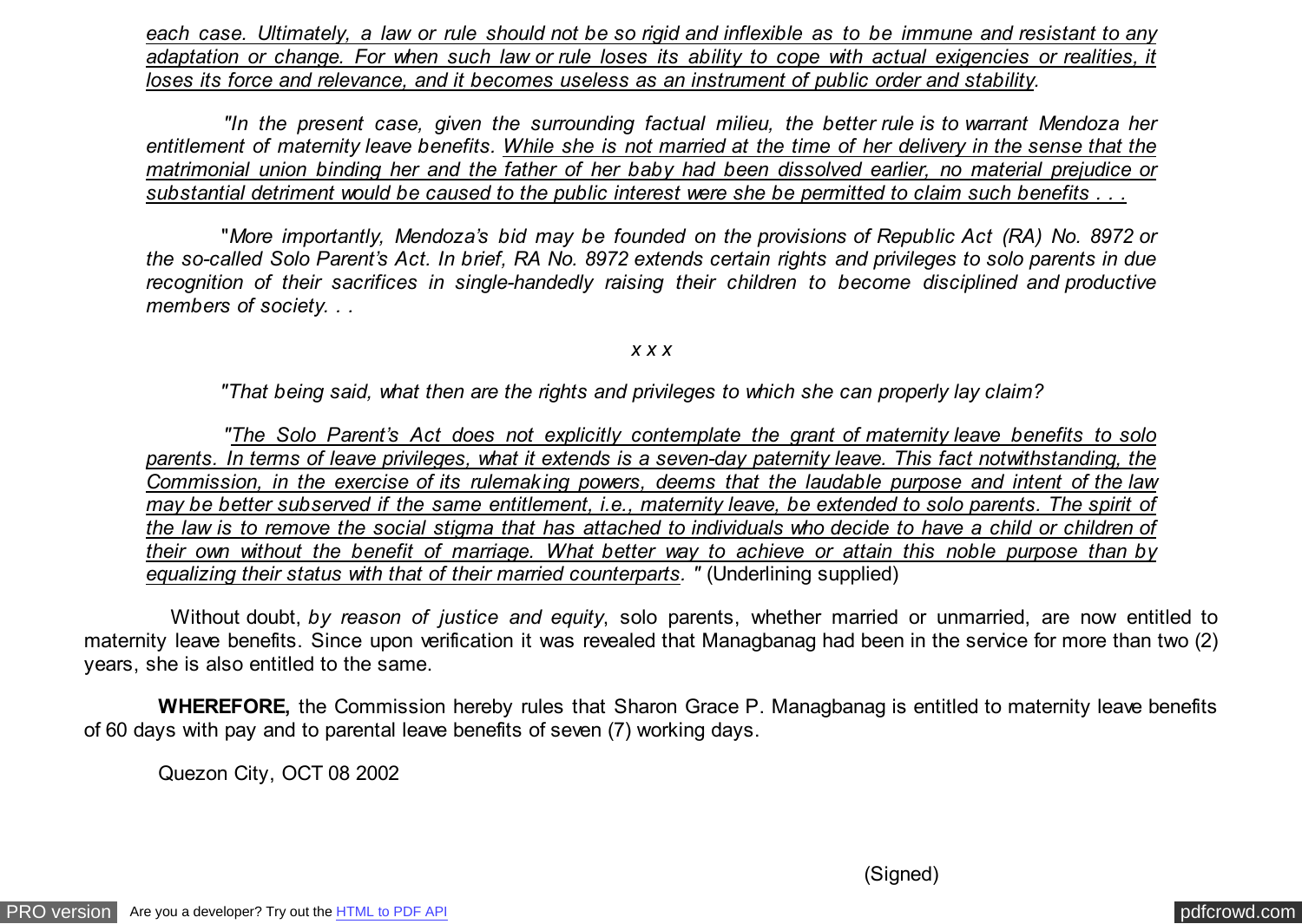*each case. Ultimately, a law or rule should not be so rigid and inflexible as to be immune and resistant to any adaptation or change. For when such law or rule loses its ability to cope with actual exigencies or realities, it loses its force and relevance, and it becomes useless as an instrument of public order and stability.*

*"In the present case, given the surrounding factual milieu, the better rule is to warrant Mendoza her entitlement of maternity leave benefits. While she is not married at the time of her delivery in the sense that the matrimonial union binding her and the father of her baby had been dissolved earlier, no material prejudice or substantial detriment would be caused to the public interest were she be permitted to claim such benefits . . .*

"*More importantly, Mendoza's bid may be founded on the provisions of Republic Act (RA) No. 8972 or the so-called Solo Parent's Act. In brief, RA No. 8972 extends certain rights and privileges to solo parents in due recognition of their sacrifices in single-handedly raising their children to become disciplined and productive members of society. . .*

*x x x*

*"That being said, what then are the rights and privileges to which she can properly lay claim?*

*"The Solo Parent's Act does not explicitly contemplate the grant of maternity leave benefits to solo parents. In terms of leave privileges, what it extends is a seven-day paternity leave. This fact notwithstanding, the Commission, in the exercise of its rulemaking powers, deems that the laudable purpose and intent of the law may be better subserved if the same entitlement, i.e., maternity leave, be extended to solo parents. The spirit of the law is to remove the social stigma that has attached to individuals who decide to have a child or children of their own without the benefit of marriage. What better way to achieve or attain this noble purpose than by equalizing their status with that of their married counterparts. "* (Underlining supplied)

Without doubt, *by reason of justice and equity*, solo parents, whether married or unmarried, are now entitled to maternity leave benefits. Since upon verification it was revealed that Managbanag had been in the service for more than two (2) years, she is also entitled to the same.

**WHEREFORE,** the Commission hereby rules that Sharon Grace P. Managbanag is entitled to maternity leave benefits of 60 days with pay and to parental leave benefits of seven (7) working days.

Quezon City, OCT 08 2002

(Signed)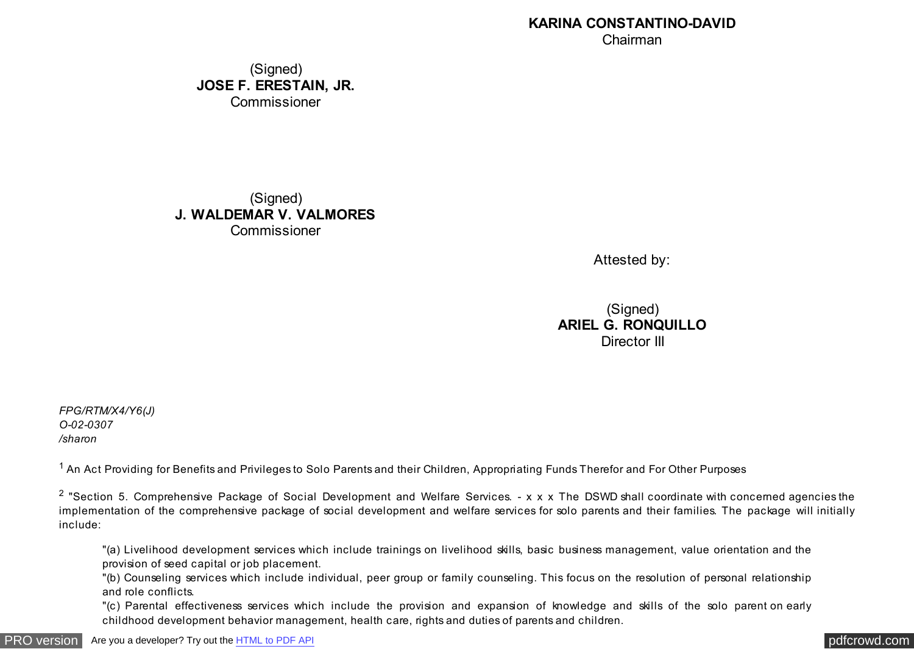**KARINA CONSTANTINO-DAVID**
Chairman

(Signed)
**JOSE F. ERESTAIN, JR.**
Commissioner

(Signed)
**J. WALDEMAR V. VALMORES**
Commissioner

Attested by:

(Signed)
**ARIEL G. RONQUILLO**
Director III

*FPG/RTM/X4/Y6(J)*
*O-02-0307*
*/sharon*

[1] An Act Providing for Benefits and Privileges to Solo Parents and their Children, Appropriating Funds Therefor and For Other Purposes

[2] "Section 5. Comprehensive Package of Social Development and Welfare Services. - x x x The DSWD shall coordinate with concerned agencies the implementation of the comprehensive package of social development and welfare services for solo parents and their families. The package will initially include:

> "(a) Livelihood development services which include trainings on livelihood skills, basic business management, value orientation and the provision of seed capital or job placement.
> "(b) Counseling services which include individual, peer group or family counseling. This focus on the resolution of personal relationship and role conflicts.
> "(c) Parental effectiveness services which include the provision and expansion of knowledge and skills of the solo parent on early childhood development behavior management, health care, rights and duties of parents and children.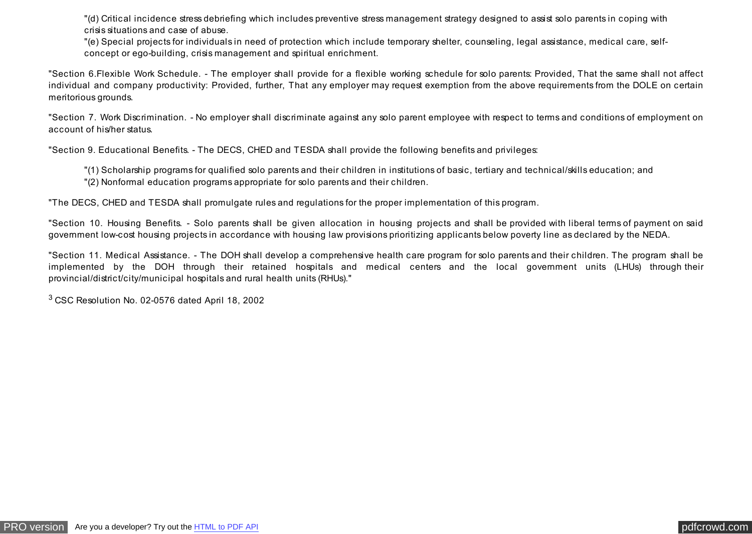"(d) Critical incidence stress debriefing which includes preventive stress management strategy designed to assist solo parents in coping with crisis situations and case of abuse.

"(e) Special projects for individuals in need of protection which include temporary shelter, counseling, legal assistance, medical care, self-concept or ego-building, crisis management and spiritual enrichment.

"Section 6.Flexible Work Schedule. - The employer shall provide for a flexible working schedule for solo parents: Provided, That the same shall not affect individual and company productivity: Provided, further, That any employer may request exemption from the above requirements from the DOLE on certain meritorious grounds.

"Section 7. Work Discrimination. - No employer shall discriminate against any solo parent employee with respect to terms and conditions of employment on account of his/her status.

"Section 9. Educational Benefits. - The DECS, CHED and TESDA shall provide the following benefits and privileges:

"(1) Scholarship programs for qualified solo parents and their children in institutions of basic, tertiary and technical/skills education; and

"(2) Nonformal education programs appropriate for solo parents and their children.

"The DECS, CHED and TESDA shall promulgate rules and regulations for the proper implementation of this program.

"Section 10. Housing Benefits. - Solo parents shall be given allocation in housing projects and shall be provided with liberal terms of payment on said government low-cost housing projects in accordance with housing law provisions prioritizing applicants below poverty line as declared by the NEDA.

"Section 11. Medical Assistance. - The DOH shall develop a comprehensive health care program for solo parents and their children. The program shall be implemented by the DOH through their retained hospitals and medical centers and the local government units (LHUs) through their provincial/district/city/municipal hospitals and rural health units (RHUs)."

[3] CSC Resolution No. 02-0576 dated April 18, 2002